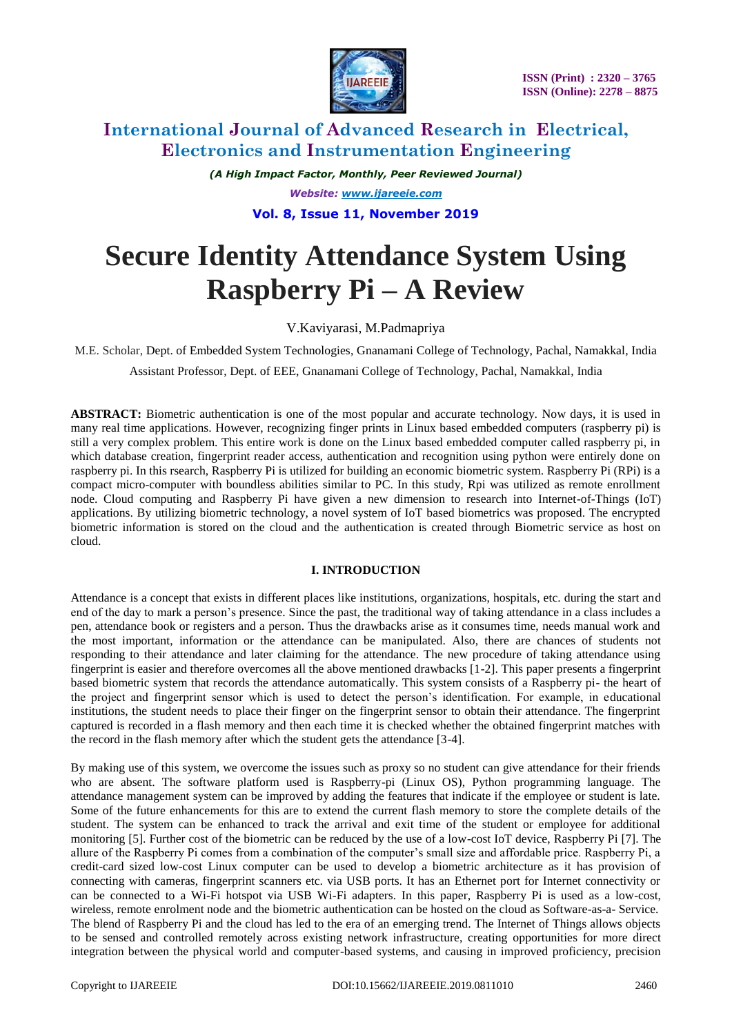# International Journal of Advanced Research in Electrical, Electronics and Instrumentation Engineering

*(A High Impact Factor, Monthly, Peer Reviewed Journal)*

*Website: www.ijareeie.com*

**Vol. 8, Issue 11, November 2019**

# Secure Identity Attendance System Using Raspberry Pi – A Review

V.Kaviyarasi, M.Padmapriya

M.E. Scholar, Dept. of Embedded System Technologies, Gnanamani College of Technology, Pachal, Namakkal, India

Assistant Professor, Dept. of EEE, Gnanamani College of Technology, Pachal, Namakkal, India

**ABSTRACT:** Biometric authentication is one of the most popular and accurate technology. Now days, it is used in many real time applications. However, recognizing finger prints in Linux based embedded computers (raspberry pi) is still a very complex problem. This entire work is done on the Linux based embedded computer called raspberry pi, in which database creation, fingerprint reader access, authentication and recognition using python were entirely done on raspberry pi. In this rsearch, Raspberry Pi is utilized for building an economic biometric system. Raspberry Pi (RPi) is a compact micro-computer with boundless abilities similar to PC. In this study, Rpi was utilized as remote enrollment node. Cloud computing and Raspberry Pi have given a new dimension to research into Internet-of-Things (IoT) applications. By utilizing biometric technology, a novel system of IoT based biometrics was proposed. The encrypted biometric information is stored on the cloud and the authentication is created through Biometric service as host on cloud.

## I. INTRODUCTION

Attendance is a concept that exists in different places like institutions, organizations, hospitals, etc. during the start and end of the day to mark a person's presence. Since the past, the traditional way of taking attendance in a class includes a pen, attendance book or registers and a person. Thus the drawbacks arise as it consumes time, needs manual work and the most important, information or the attendance can be manipulated. Also, there are chances of students not responding to their attendance and later claiming for the attendance. The new procedure of taking attendance using fingerprint is easier and therefore overcomes all the above mentioned drawbacks [1-2]. This paper presents a fingerprint based biometric system that records the attendance automatically. This system consists of a Raspberry pi- the heart of the project and fingerprint sensor which is used to detect the person's identification. For example, in educational institutions, the student needs to place their finger on the fingerprint sensor to obtain their attendance. The fingerprint captured is recorded in a flash memory and then each time it is checked whether the obtained fingerprint matches with the record in the flash memory after which the student gets the attendance [3-4].

By making use of this system, we overcome the issues such as proxy so no student can give attendance for their friends who are absent. The software platform used is Raspberry-pi (Linux OS), Python programming language. The attendance management system can be improved by adding the features that indicate if the employee or student is late. Some of the future enhancements for this are to extend the current flash memory to store the complete details of the student. The system can be enhanced to track the arrival and exit time of the student or employee for additional monitoring [5]. Further cost of the biometric can be reduced by the use of a low-cost IoT device, Raspberry Pi [7]. The allure of the Raspberry Pi comes from a combination of the computer's small size and affordable price. Raspberry Pi, a credit-card sized low-cost Linux computer can be used to develop a biometric architecture as it has provision of connecting with cameras, fingerprint scanners etc. via USB ports. It has an Ethernet port for Internet connectivity or can be connected to a Wi-Fi hotspot via USB Wi-Fi adapters. In this paper, Raspberry Pi is used as a low-cost, wireless, remote enrolment node and the biometric authentication can be hosted on the cloud as Software-as-a- Service. The blend of Raspberry Pi and the cloud has led to the era of an emerging trend. The Internet of Things allows objects to be sensed and controlled remotely across existing network infrastructure, creating opportunities for more direct integration between the physical world and computer-based systems, and causing in improved proficiency, precision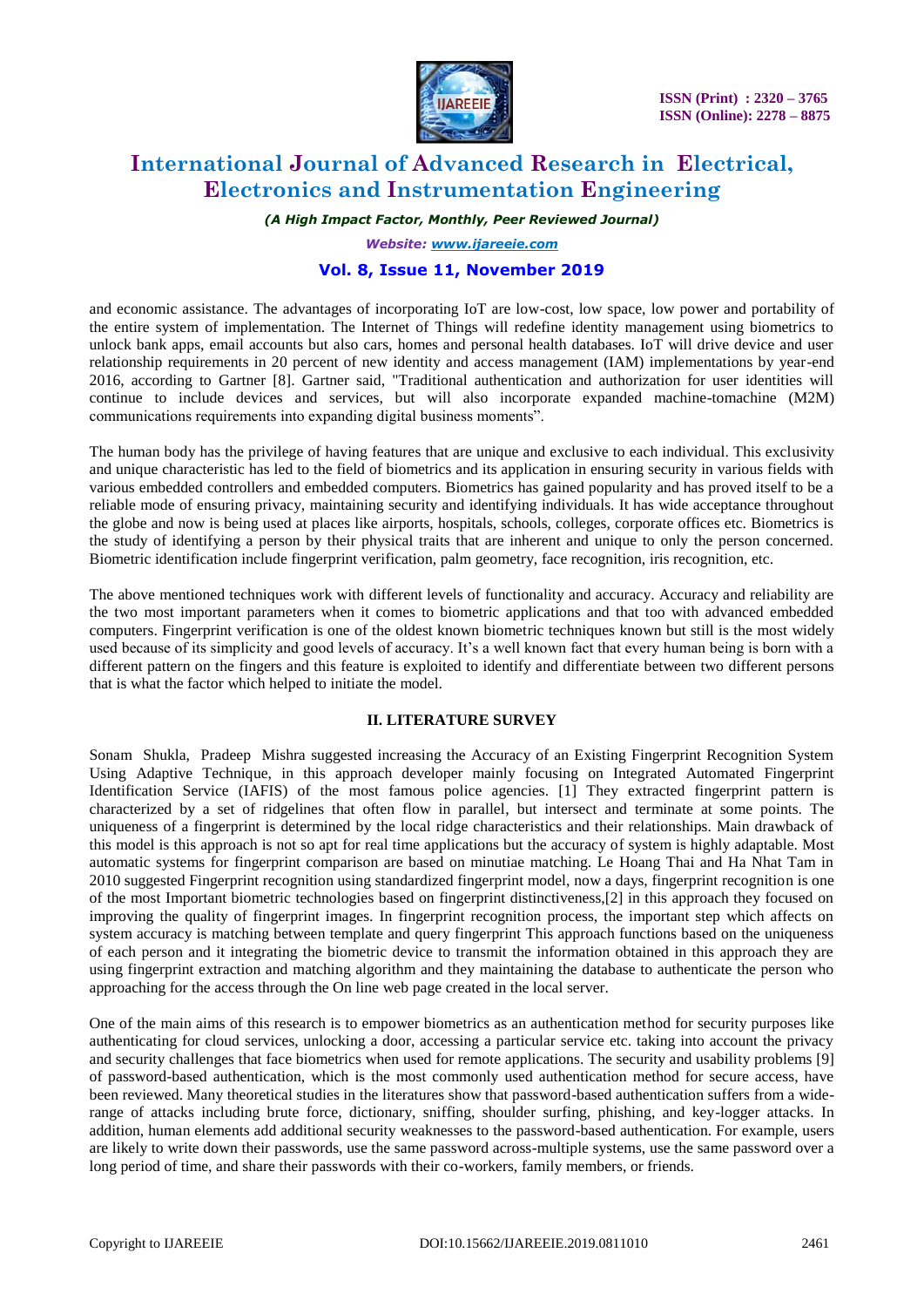and economic assistance. The advantages of incorporating IoT are low-cost, low space, low power and portability of the entire system of implementation. The Internet of Things will redefine identity management using biometrics to unlock bank apps, email accounts but also cars, homes and personal health databases. IoT will drive device and user relationship requirements in 20 percent of new identity and access management (IAM) implementations by year-end 2016, according to Gartner [8]. Gartner said, "Traditional authentication and authorization for user identities will continue to include devices and services, but will also incorporate expanded machine-tomachine (M2M) communications requirements into expanding digital business moments".

The human body has the privilege of having features that are unique and exclusive to each individual. This exclusivity and unique characteristic has led to the field of biometrics and its application in ensuring security in various fields with various embedded controllers and embedded computers. Biometrics has gained popularity and has proved itself to be a reliable mode of ensuring privacy, maintaining security and identifying individuals. It has wide acceptance throughout the globe and now is being used at places like airports, hospitals, schools, colleges, corporate offices etc. Biometrics is the study of identifying a person by their physical traits that are inherent and unique to only the person concerned. Biometric identification include fingerprint verification, palm geometry, face recognition, iris recognition, etc.

The above mentioned techniques work with different levels of functionality and accuracy. Accuracy and reliability are the two most important parameters when it comes to biometric applications and that too with advanced embedded computers. Fingerprint verification is one of the oldest known biometric techniques known but still is the most widely used because of its simplicity and good levels of accuracy. It's a well known fact that every human being is born with a different pattern on the fingers and this feature is exploited to identify and differentiate between two different persons that is what the factor which helped to initiate the model.

## II. LITERATURE SURVEY

Sonam Shukla, Pradeep Mishra suggested increasing the Accuracy of an Existing Fingerprint Recognition System Using Adaptive Technique, in this approach developer mainly focusing on Integrated Automated Fingerprint Identification Service (IAFIS) of the most famous police agencies. [1] They extracted fingerprint pattern is characterized by a set of ridgelines that often flow in parallel, but intersect and terminate at some points. The uniqueness of a fingerprint is determined by the local ridge characteristics and their relationships. Main drawback of this model is this approach is not so apt for real time applications but the accuracy of system is highly adaptable. Most automatic systems for fingerprint comparison are based on minutiae matching. Le Hoang Thai and Ha Nhat Tam in 2010 suggested Fingerprint recognition using standardized fingerprint model, now a days, fingerprint recognition is one of the most Important biometric technologies based on fingerprint distinctiveness,[2] in this approach they focused on improving the quality of fingerprint images. In fingerprint recognition process, the important step which affects on system accuracy is matching between template and query fingerprint This approach functions based on the uniqueness of each person and it integrating the biometric device to transmit the information obtained in this approach they are using fingerprint extraction and matching algorithm and they maintaining the database to authenticate the person who approaching for the access through the On line web page created in the local server.

One of the main aims of this research is to empower biometrics as an authentication method for security purposes like authenticating for cloud services, unlocking a door, accessing a particular service etc. taking into account the privacy and security challenges that face biometrics when used for remote applications. The security and usability problems [9] of password-based authentication, which is the most commonly used authentication method for secure access, have been reviewed. Many theoretical studies in the literatures show that password-based authentication suffers from a wide-range of attacks including brute force, dictionary, sniffing, shoulder surfing, phishing, and key-logger attacks. In addition, human elements add additional security weaknesses to the password-based authentication. For example, users are likely to write down their passwords, use the same password across-multiple systems, use the same password over a long period of time, and share their passwords with their co-workers, family members, or friends.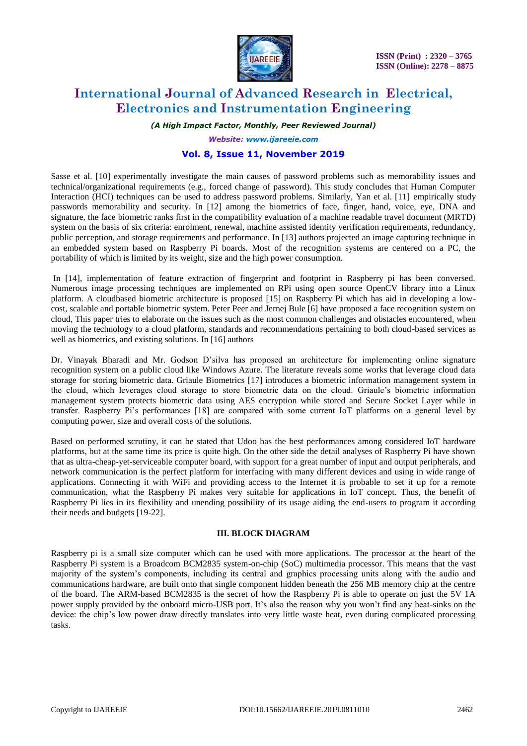Sasse et al. [10] experimentally investigate the main causes of password problems such as memorability issues and technical/organizational requirements (e.g., forced change of password). This study concludes that Human Computer Interaction (HCI) techniques can be used to address password problems. Similarly, Yan et al. [11] empirically study passwords memorability and security. In [12] among the biometrics of face, finger, hand, voice, eye, DNA and signature, the face biometric ranks first in the compatibility evaluation of a machine readable travel document (MRTD) system on the basis of six criteria: enrolment, renewal, machine assisted identity verification requirements, redundancy, public perception, and storage requirements and performance. In [13] authors projected an image capturing technique in an embedded system based on Raspberry Pi boards. Most of the recognition systems are centered on a PC, the portability of which is limited by its weight, size and the high power consumption.

In [14], implementation of feature extraction of fingerprint and footprint in Raspberry pi has been conversed. Numerous image processing techniques are implemented on RPi using open source OpenCV library into a Linux platform. A cloudbased biometric architecture is proposed [15] on Raspberry Pi which has aid in developing a low-cost, scalable and portable biometric system. Peter Peer and Jernej Bule [6] have proposed a face recognition system on cloud, This paper tries to elaborate on the issues such as the most common challenges and obstacles encountered, when moving the technology to a cloud platform, standards and recommendations pertaining to both cloud-based services as well as biometrics, and existing solutions. In [16] authors

Dr. Vinayak Bharadi and Mr. Godson D'silva has proposed an architecture for implementing online signature recognition system on a public cloud like Windows Azure. The literature reveals some works that leverage cloud data storage for storing biometric data. Griaule Biometrics [17] introduces a biometric information management system in the cloud, which leverages cloud storage to store biometric data on the cloud. Griaule's biometric information management system protects biometric data using AES encryption while stored and Secure Socket Layer while in transfer. Raspberry Pi's performances [18] are compared with some current IoT platforms on a general level by computing power, size and overall costs of the solutions.

Based on performed scrutiny, it can be stated that Udoo has the best performances among considered IoT hardware platforms, but at the same time its price is quite high. On the other side the detail analyses of Raspberry Pi have shown that as ultra-cheap-yet-serviceable computer board, with support for a great number of input and output peripherals, and network communication is the perfect platform for interfacing with many different devices and using in wide range of applications. Connecting it with WiFi and providing access to the Internet it is probable to set it up for a remote communication, what the Raspberry Pi makes very suitable for applications in IoT concept. Thus, the benefit of Raspberry Pi lies in its flexibility and unending possibility of its usage aiding the end-users to program it according their needs and budgets [19-22].

## III. BLOCK DIAGRAM

Raspberry pi is a small size computer which can be used with more applications. The processor at the heart of the Raspberry Pi system is a Broadcom BCM2835 system-on-chip (SoC) multimedia processor. This means that the vast majority of the system's components, including its central and graphics processing units along with the audio and communications hardware, are built onto that single component hidden beneath the 256 MB memory chip at the centre of the board. The ARM-based BCM2835 is the secret of how the Raspberry Pi is able to operate on just the 5V 1A power supply provided by the onboard micro-USB port. It's also the reason why you won't find any heat-sinks on the device: the chip's low power draw directly translates into very little waste heat, even during complicated processing tasks.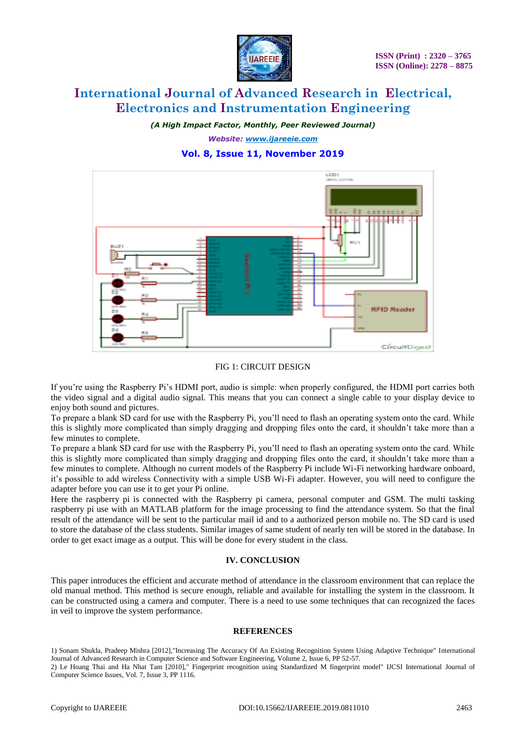FIG 1: CIRCUIT DESIGN

If you're using the Raspberry Pi's HDMI port, audio is simple: when properly configured, the HDMI port carries both the video signal and a digital audio signal. This means that you can connect a single cable to your display device to enjoy both sound and pictures.
To prepare a blank SD card for use with the Raspberry Pi, you'll need to flash an operating system onto the card. While this is slightly more complicated than simply dragging and dropping files onto the card, it shouldn't take more than a few minutes to complete.
To prepare a blank SD card for use with the Raspberry Pi, you'll need to flash an operating system onto the card. While this is slightly more complicated than simply dragging and dropping files onto the card, it shouldn't take more than a few minutes to complete. Although no current models of the Raspberry Pi include Wi-Fi networking hardware onboard, it's possible to add wireless Connectivity with a simple USB Wi-Fi adapter. However, you will need to configure the adapter before you can use it to get your Pi online.
Here the raspberry pi is connected with the Raspberry pi camera, personal computer and GSM. The multi tasking raspberry pi use with an MATLAB platform for the image processing to find the attendance system. So that the final result of the attendance will be sent to the particular mail id and to a authorized person mobile no. The SD card is used to store the database of the class students. Similar images of same student of nearly ten will be stored in the database. In order to get exact image as a output. This will be done for every student in the class.

## IV. CONCLUSION

This paper introduces the efficient and accurate method of attendance in the classroom environment that can replace the old manual method. This method is secure enough, reliable and available for installing the system in the classroom. It can be constructed using a camera and computer. There is a need to use some techniques that can recognized the faces in veil to improve the system performance.

## REFERENCES

1) Sonam Shukla, Pradeep Mishra [2012],"Increasing The Accuracy Of An Existing Recognition System Using Adaptive Technique" International Journal of Advanced Research in Computer Science and Software Engineering, Volume 2, Issue 6, PP 52-57.
2) Le Hoang Thai and Ha Nhat Tam [2010]," Fingerprint recognition using Standardized M fingerprint model" IJCSI International Journal of Computer Science Issues, Vol. 7, Issue 3, PP 1116.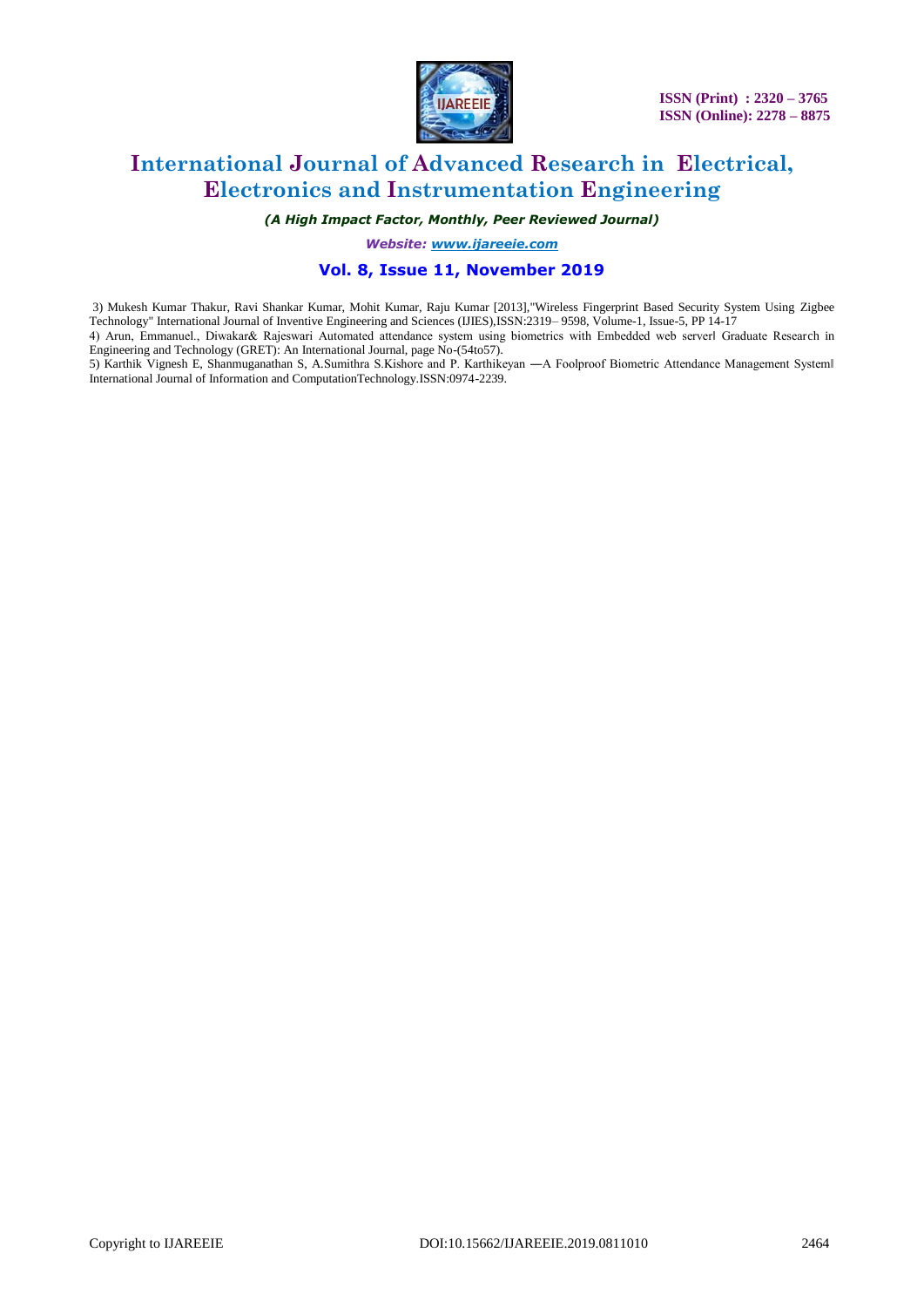3) Mukesh Kumar Thakur, Ravi Shankar Kumar, Mohit Kumar, Raju Kumar [2013],"Wireless Fingerprint Based Security System Using Zigbee Technology" International Journal of Inventive Engineering and Sciences (IJIES),ISSN:2319– 9598, Volume-1, Issue-5, PP 14-17

4) Arun, Emmanuel., Diwakar& Rajeswari Automated attendance system using biometrics with Embedded web server‖ Graduate Research in Engineering and Technology (GRET): An International Journal, page No-(54to57).

5) Karthik Vignesh E, Shanmuganathan S, A.Sumithra S.Kishore and P. Karthikeyan ―A Foolproof Biometric Attendance Management System‖ International Journal of Information and ComputationTechnology.ISSN:0974-2239.